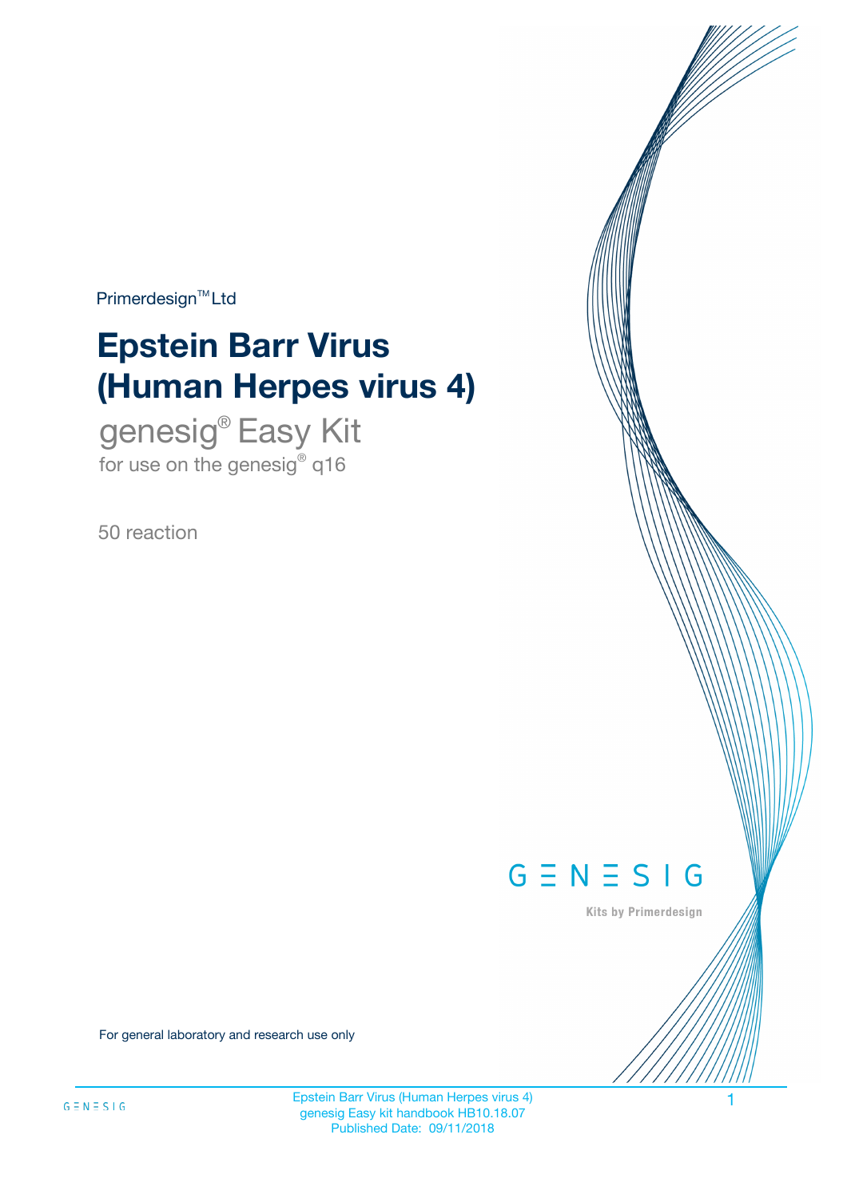Primerdesign™ Ltd

# Epstein Barr Virus (Human Herpes virus 4)

## genesig® Easy Kit

for use on the genesig® q16

50 reaction

GENESIG

Kits by Primerdesign

For general laboratory and research use only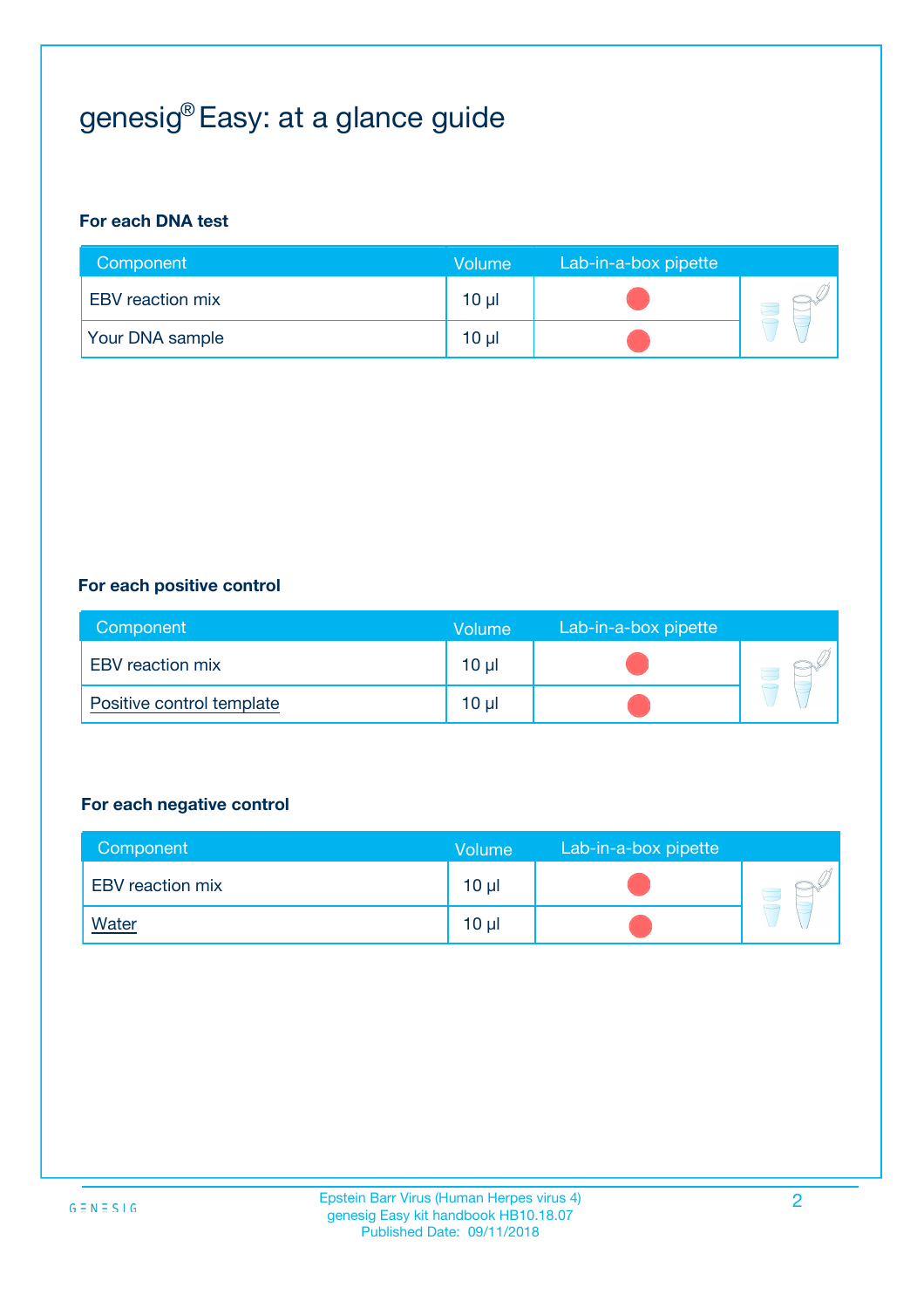# genesig® Easy: at a glance guide

### For each DNA test

| Component | Volume | Lab-in-a-box pipette |
| --- | --- | --- |
| EBV reaction mix | 10 µl | |
| Your DNA sample | 10 µl | |

### For each positive control

| Component | Volume | Lab-in-a-box pipette |
| --- | --- | --- |
| EBV reaction mix | 10 µl | |
| Positive control template | 10 µl | |

### For each negative control

| Component | Volume | Lab-in-a-box pipette |
| --- | --- | --- |
| EBV reaction mix | 10 µl | |
| Water | 10 µl | |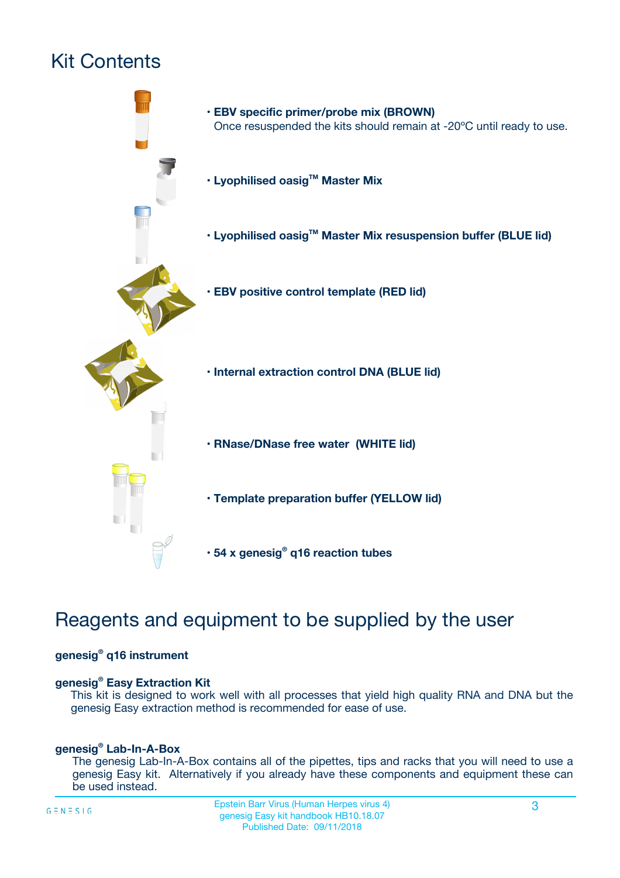# Kit Contents

- **EBV specific primer/probe mix (BROWN)**
  Once resuspended the kits should remain at -20ºC until ready to use.
- **Lyophilised oasig™ Master Mix**
- **Lyophilised oasig™ Master Mix resuspension buffer (BLUE lid)**
- **EBV positive control template (RED lid)**
- **Internal extraction control DNA (BLUE lid)**
- **RNase/DNase free water (WHITE lid)**
- **Template preparation buffer (YELLOW lid)**
- **54 x genesig® q16 reaction tubes**

# Reagents and equipment to be supplied by the user

**genesig® q16 instrument**

**genesig® Easy Extraction Kit**
This kit is designed to work well with all processes that yield high quality RNA and DNA but the genesig Easy extraction method is recommended for ease of use.

**genesig® Lab-In-A-Box**
The genesig Lab-In-A-Box contains all of the pipettes, tips and racks that you will need to use a genesig Easy kit. Alternatively if you already have these components and equipment these can be used instead.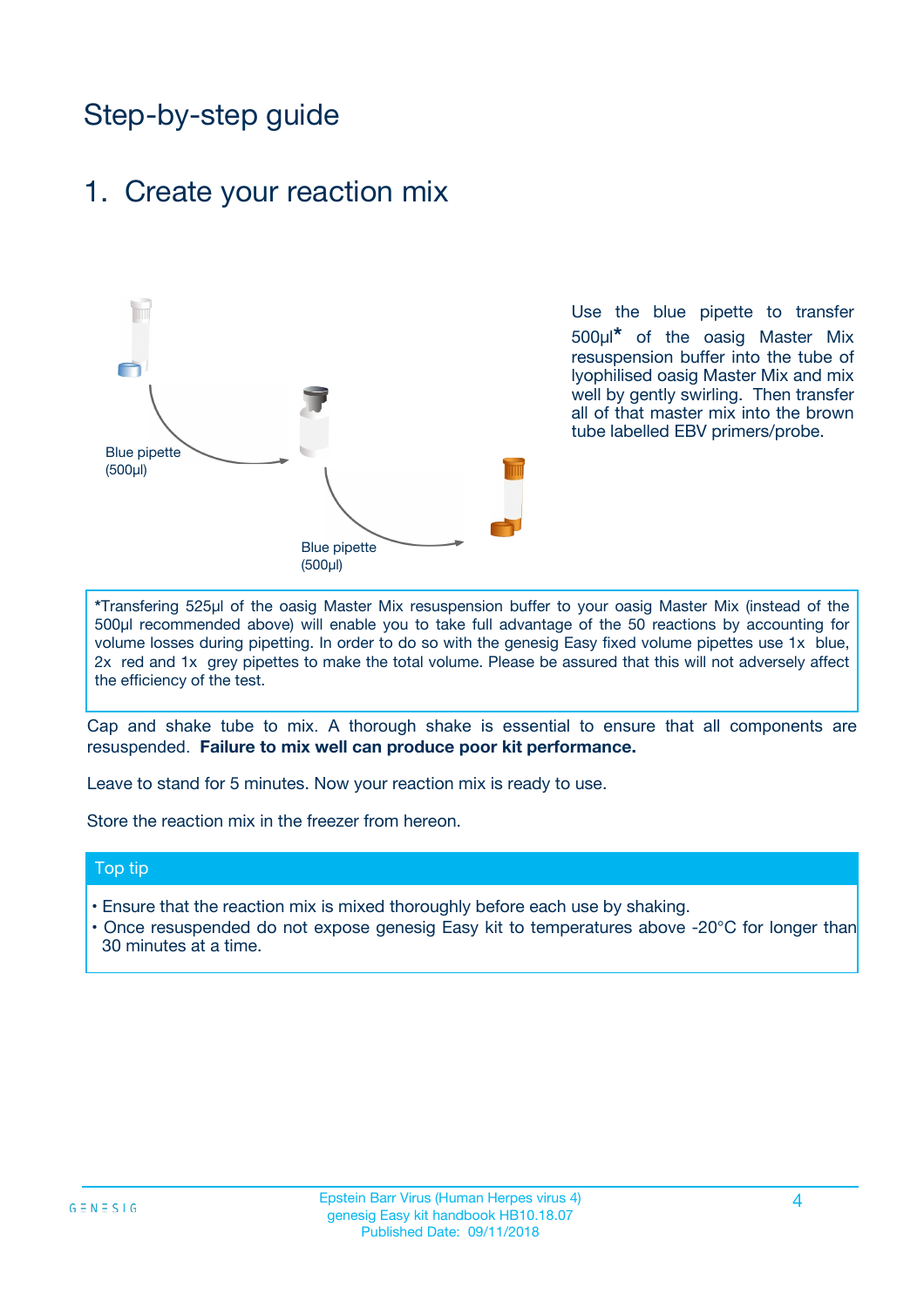# Step-by-step guide

## 1. Create your reaction mix

Blue pipette (500µl)

Blue pipette (500µl)

Use the blue pipette to transfer 500µl* of the oasig Master Mix resuspension buffer into the tube of lyophilised oasig Master Mix and mix well by gently swirling. Then transfer all of that master mix into the brown tube labelled EBV primers/probe.

*Transfering 525µl of the oasig Master Mix resuspension buffer to your oasig Master Mix (instead of the 500µl recommended above) will enable you to take full advantage of the 50 reactions by accounting for volume losses during pipetting. In order to do so with the genesig Easy fixed volume pipettes use 1x blue, 2x red and 1x grey pipettes to make the total volume. Please be assured that this will not adversely affect the efficiency of the test.

Cap and shake tube to mix. A thorough shake is essential to ensure that all components are resuspended. **Failure to mix well can produce poor kit performance.**

Leave to stand for 5 minutes. Now your reaction mix is ready to use.

Store the reaction mix in the freezer from hereon.

### Top tip

- Ensure that the reaction mix is mixed thoroughly before each use by shaking.
- Once resuspended do not expose genesig Easy kit to temperatures above -20°C for longer than 30 minutes at a time.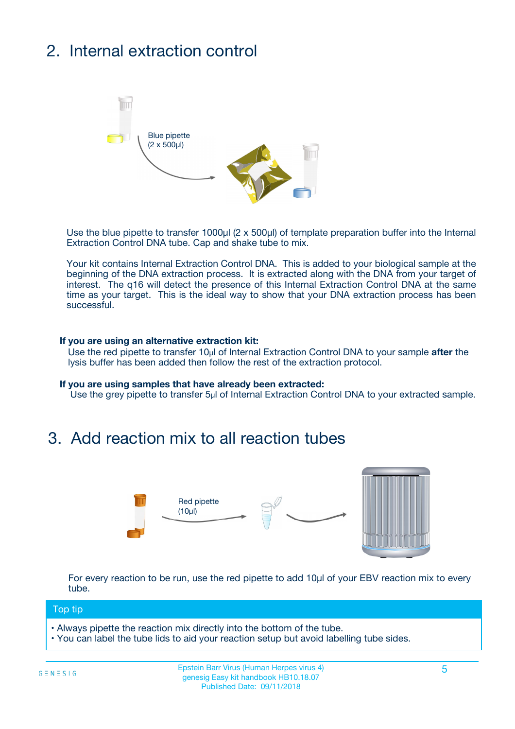## 2. Internal extraction control

Blue pipette
(2 x 500µl)

Use the blue pipette to transfer 1000µl (2 x 500µl) of template preparation buffer into the Internal Extraction Control DNA tube. Cap and shake tube to mix.

Your kit contains Internal Extraction Control DNA. This is added to your biological sample at the beginning of the DNA extraction process. It is extracted along with the DNA from your target of interest. The q16 will detect the presence of this Internal Extraction Control DNA at the same time as your target. This is the ideal way to show that your DNA extraction process has been successful.

**If you are using an alternative extraction kit:**
Use the red pipette to transfer 10µl of Internal Extraction Control DNA to your sample **after** the lysis buffer has been added then follow the rest of the extraction protocol.

**If you are using samples that have already been extracted:**
Use the grey pipette to transfer 5µl of Internal Extraction Control DNA to your extracted sample.

## 3. Add reaction mix to all reaction tubes

Red pipette
(10µl)

For every reaction to be run, use the red pipette to add 10µl of your EBV reaction mix to every tube.

**Top tip**

- Always pipette the reaction mix directly into the bottom of the tube.
- You can label the tube lids to aid your reaction setup but avoid labelling tube sides.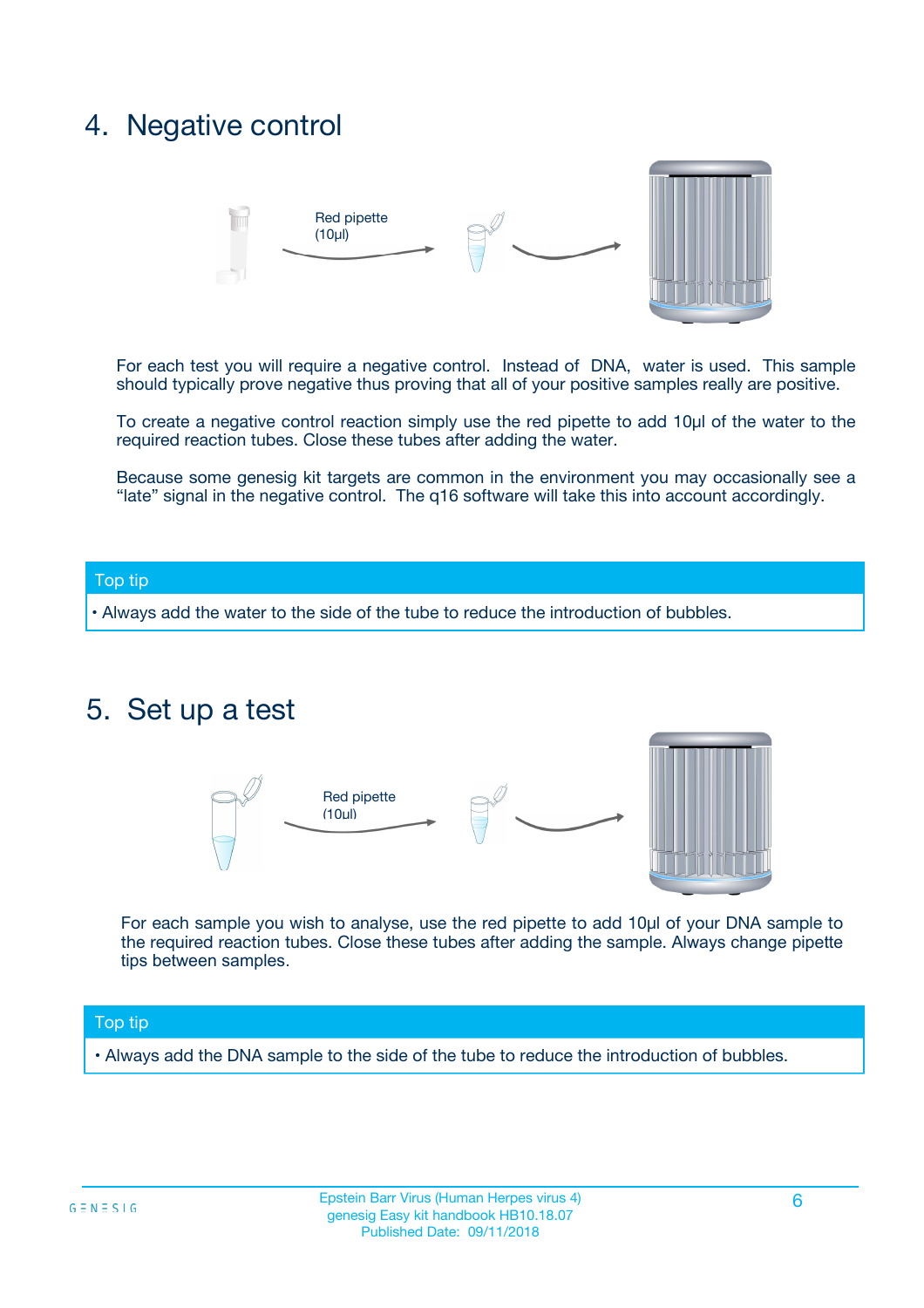## 4. Negative control

Red pipette (10µl)

For each test you will require a negative control. Instead of DNA, water is used. This sample should typically prove negative thus proving that all of your positive samples really are positive.

To create a negative control reaction simply use the red pipette to add 10µl of the water to the required reaction tubes. Close these tubes after adding the water.

Because some genesig kit targets are common in the environment you may occasionally see a "late" signal in the negative control. The q16 software will take this into account accordingly.

**Top tip**

- Always add the water to the side of the tube to reduce the introduction of bubbles.

## 5. Set up a test

Red pipette (10µl)

For each sample you wish to analyse, use the red pipette to add 10µl of your DNA sample to the required reaction tubes. Close these tubes after adding the sample. Always change pipette tips between samples.

**Top tip**

- Always add the DNA sample to the side of the tube to reduce the introduction of bubbles.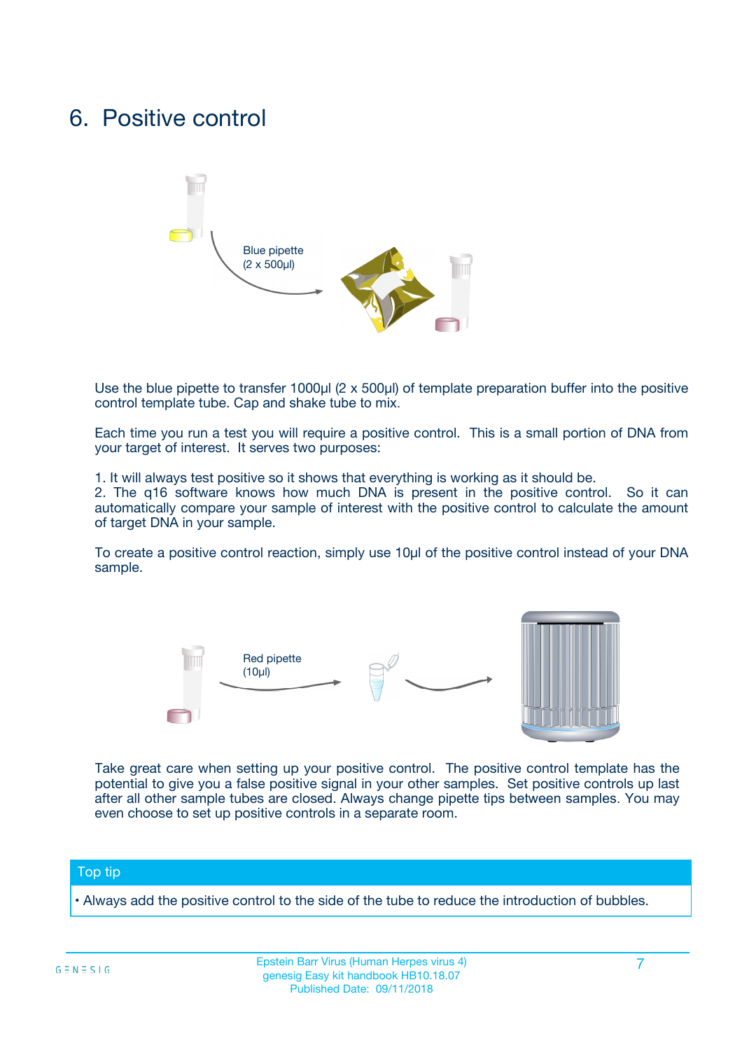# 6. Positive control

Blue pipette
(2 x 500µl)

Use the blue pipette to transfer 1000µl (2 x 500µl) of template preparation buffer into the positive control template tube. Cap and shake tube to mix.

Each time you run a test you will require a positive control. This is a small portion of DNA from your target of interest. It serves two purposes:

1. It will always test positive so it shows that everything is working as it should be.
2. The q16 software knows how much DNA is present in the positive control. So it can automatically compare your sample of interest with the positive control to calculate the amount of target DNA in your sample.

To create a positive control reaction, simply use 10µl of the positive control instead of your DNA sample.

Red pipette
(10µl)

Take great care when setting up your positive control. The positive control template has the potential to give you a false positive signal in your other samples. Set positive controls up last after all other sample tubes are closed. Always change pipette tips between samples. You may even choose to set up positive controls in a separate room.

**Top tip**

- Always add the positive control to the side of the tube to reduce the introduction of bubbles.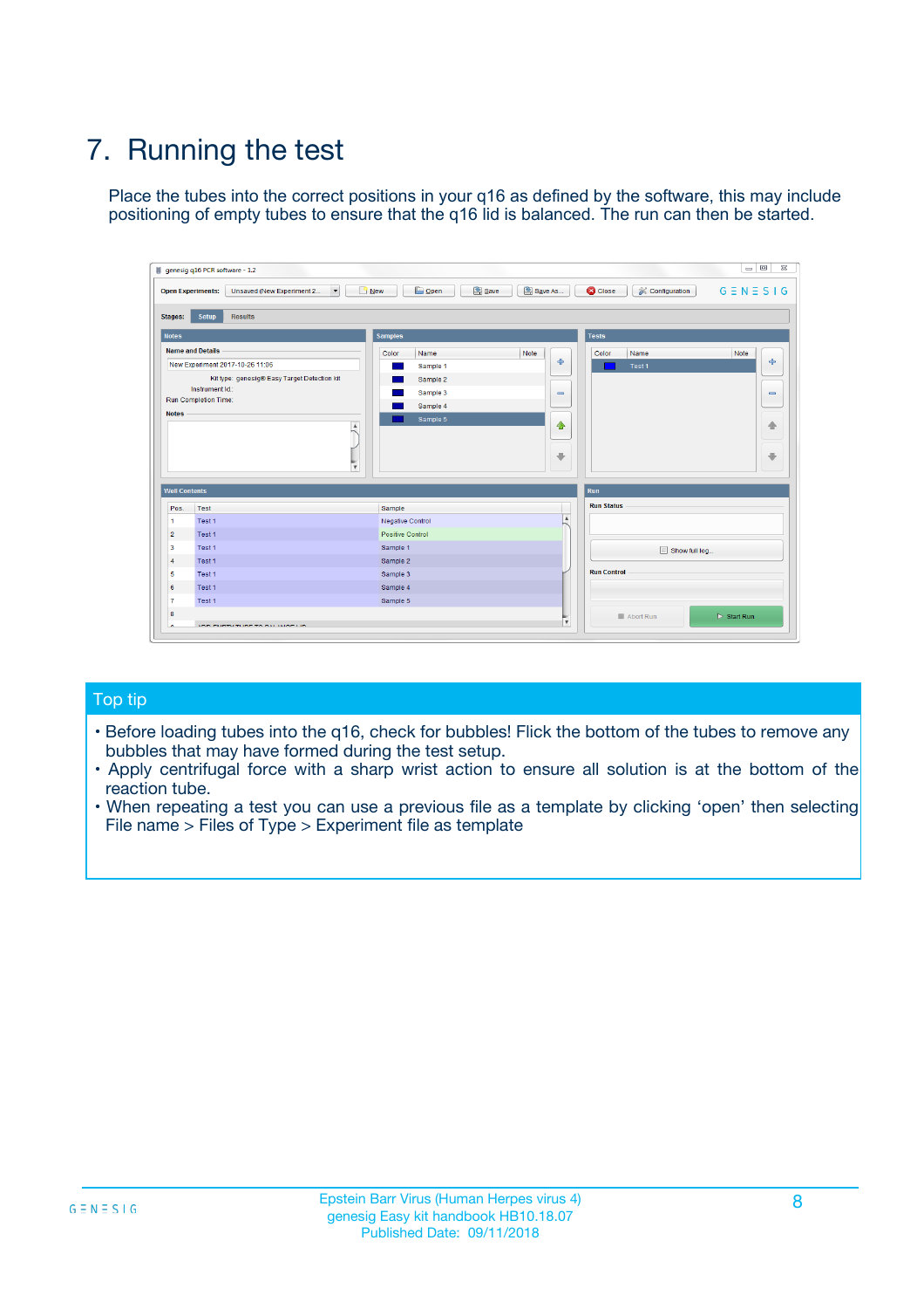# 7. Running the test

Place the tubes into the correct positions in your q16 as defined by the software, this may include positioning of empty tubes to ensure that the q16 lid is balanced. The run can then be started.

## Top tip

- Before loading tubes into the q16, check for bubbles! Flick the bottom of the tubes to remove any bubbles that may have formed during the test setup.
- Apply centrifugal force with a sharp wrist action to ensure all solution is at the bottom of the reaction tube.
- When repeating a test you can use a previous file as a template by clicking 'open' then selecting File name > Files of Type > Experiment file as template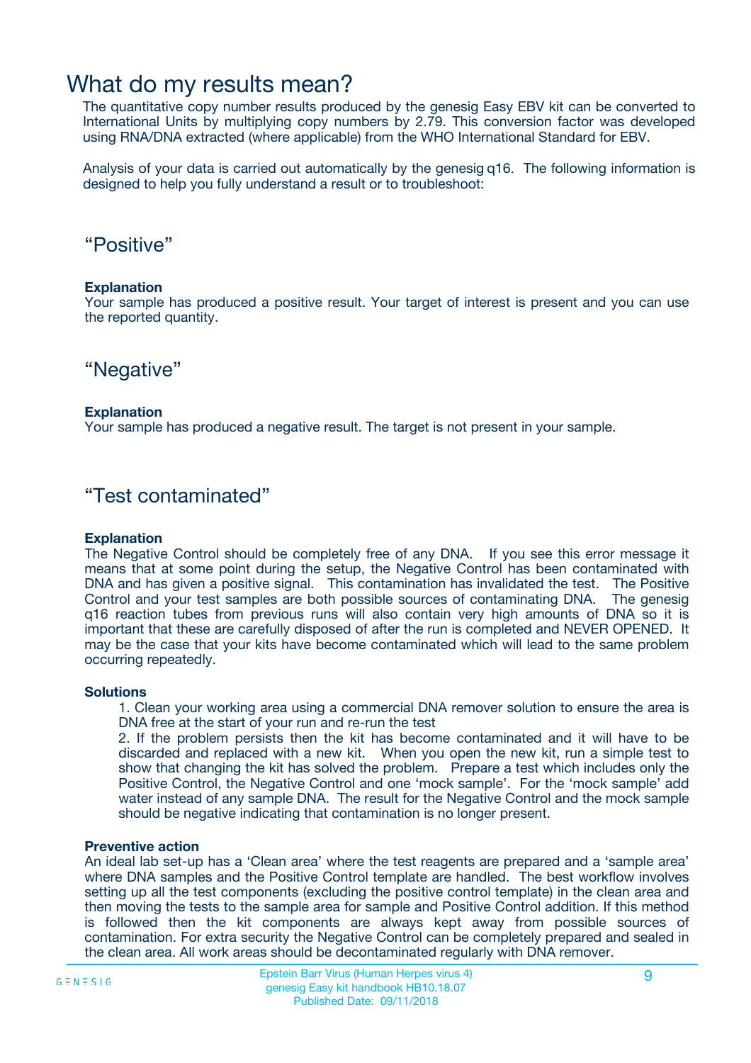# What do my results mean?

The quantitative copy number results produced by the genesig Easy EBV kit can be converted to International Units by multiplying copy numbers by 2.79. This conversion factor was developed using RNA/DNA extracted (where applicable) from the WHO International Standard for EBV.

Analysis of your data is carried out automatically by the genesig q16. The following information is designed to help you fully understand a result or to troubleshoot:

## "Positive"

**Explanation**

Your sample has produced a positive result. Your target of interest is present and you can use the reported quantity.

## "Negative"

**Explanation**

Your sample has produced a negative result. The target is not present in your sample.

## "Test contaminated"

**Explanation**

The Negative Control should be completely free of any DNA. If you see this error message it means that at some point during the setup, the Negative Control has been contaminated with DNA and has given a positive signal. This contamination has invalidated the test. The Positive Control and your test samples are both possible sources of contaminating DNA. The genesig q16 reaction tubes from previous runs will also contain very high amounts of DNA so it is important that these are carefully disposed of after the run is completed and NEVER OPENED. It may be the case that your kits have become contaminated which will lead to the same problem occurring repeatedly.

**Solutions**

1. Clean your working area using a commercial DNA remover solution to ensure the area is DNA free at the start of your run and re-run the test
2. If the problem persists then the kit has become contaminated and it will have to be discarded and replaced with a new kit. When you open the new kit, run a simple test to show that changing the kit has solved the problem. Prepare a test which includes only the Positive Control, the Negative Control and one 'mock sample'. For the 'mock sample' add water instead of any sample DNA. The result for the Negative Control and the mock sample should be negative indicating that contamination is no longer present.

**Preventive action**

An ideal lab set-up has a 'Clean area' where the test reagents are prepared and a 'sample area' where DNA samples and the Positive Control template are handled. The best workflow involves setting up all the test components (excluding the positive control template) in the clean area and then moving the tests to the sample area for sample and Positive Control addition. If this method is followed then the kit components are always kept away from possible sources of contamination. For extra security the Negative Control can be completely prepared and sealed in the clean area. All work areas should be decontaminated regularly with DNA remover.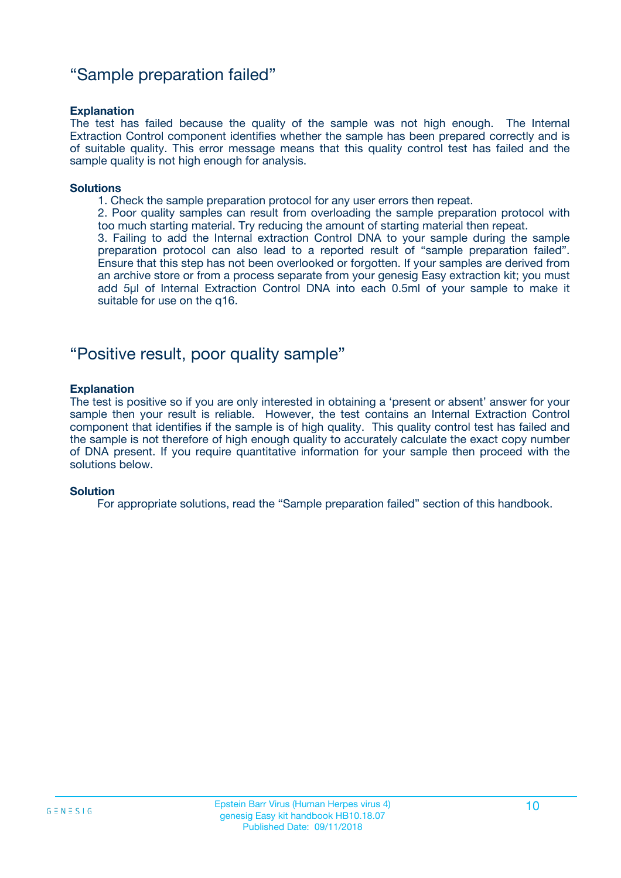## "Sample preparation failed"

**Explanation**

The test has failed because the quality of the sample was not high enough. The Internal Extraction Control component identifies whether the sample has been prepared correctly and is of suitable quality. This error message means that this quality control test has failed and the sample quality is not high enough for analysis.

**Solutions**

1. Check the sample preparation protocol for any user errors then repeat.
2. Poor quality samples can result from overloading the sample preparation protocol with too much starting material. Try reducing the amount of starting material then repeat.
3. Failing to add the Internal extraction Control DNA to your sample during the sample preparation protocol can also lead to a reported result of "sample preparation failed". Ensure that this step has not been overlooked or forgotten. If your samples are derived from an archive store or from a process separate from your genesig Easy extraction kit; you must add 5µl of Internal Extraction Control DNA into each 0.5ml of your sample to make it suitable for use on the q16.

## "Positive result, poor quality sample"

**Explanation**

The test is positive so if you are only interested in obtaining a 'present or absent' answer for your sample then your result is reliable. However, the test contains an Internal Extraction Control component that identifies if the sample is of high quality. This quality control test has failed and the sample is not therefore of high enough quality to accurately calculate the exact copy number of DNA present. If you require quantitative information for your sample then proceed with the solutions below.

**Solution**

For appropriate solutions, read the "Sample preparation failed" section of this handbook.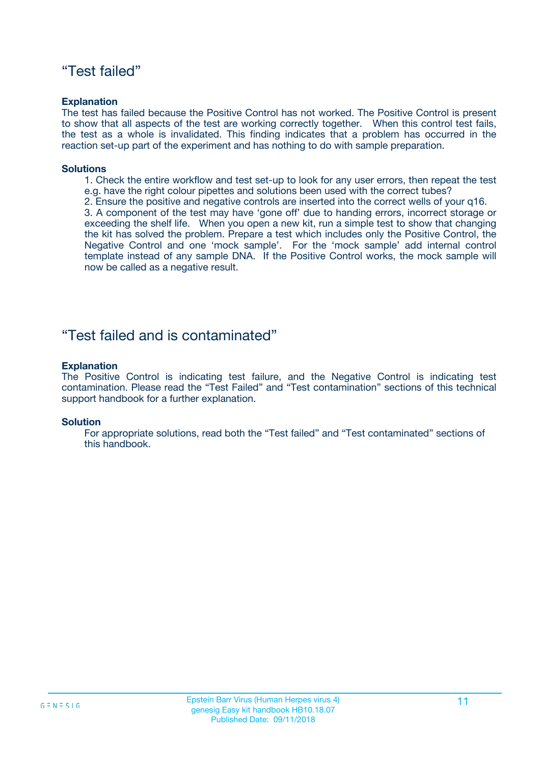## “Test failed”

**Explanation**

The test has failed because the Positive Control has not worked. The Positive Control is present to show that all aspects of the test are working correctly together. When this control test fails, the test as a whole is invalidated. This finding indicates that a problem has occurred in the reaction set-up part of the experiment and has nothing to do with sample preparation.

**Solutions**

1. Check the entire workflow and test set-up to look for any user errors, then repeat the test e.g. have the right colour pipettes and solutions been used with the correct tubes?
2. Ensure the positive and negative controls are inserted into the correct wells of your q16.
3. A component of the test may have ‘gone off’ due to handing errors, incorrect storage or exceeding the shelf life. When you open a new kit, run a simple test to show that changing the kit has solved the problem. Prepare a test which includes only the Positive Control, the Negative Control and one ‘mock sample’. For the ‘mock sample’ add internal control template instead of any sample DNA. If the Positive Control works, the mock sample will now be called as a negative result.

## “Test failed and is contaminated”

**Explanation**

The Positive Control is indicating test failure, and the Negative Control is indicating test contamination. Please read the “Test Failed” and “Test contamination” sections of this technical support handbook for a further explanation.

**Solution**

For appropriate solutions, read both the “Test failed” and “Test contaminated” sections of this handbook.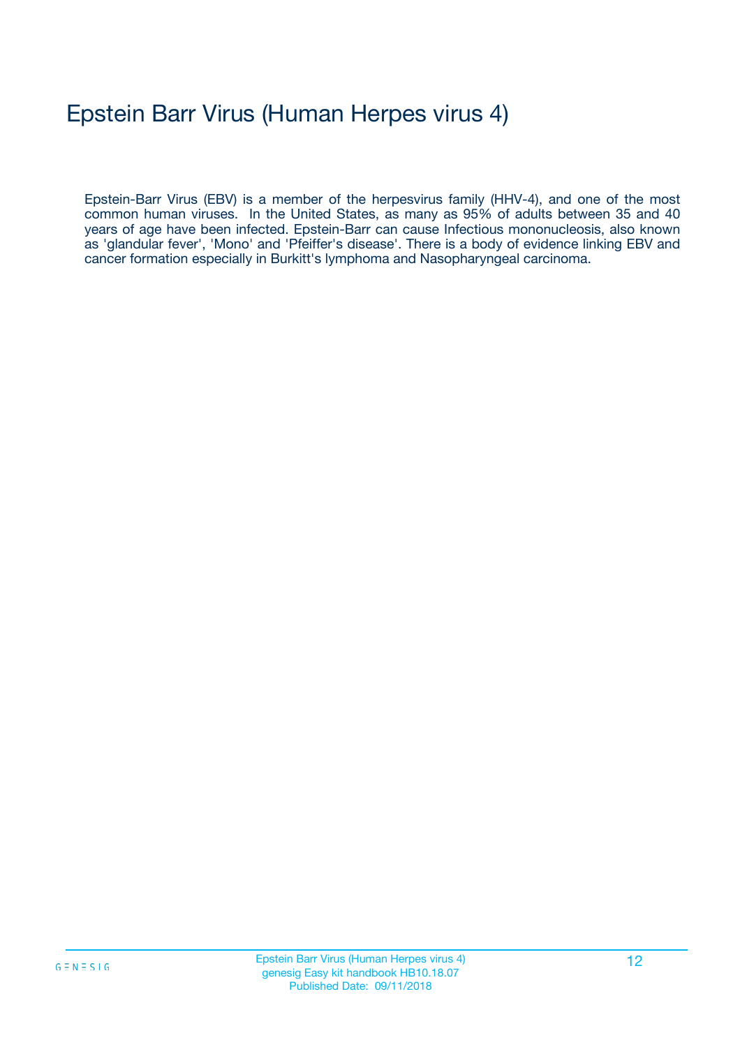# Epstein Barr Virus (Human Herpes virus 4)

Epstein-Barr Virus (EBV) is a member of the herpesvirus family (HHV-4), and one of the most common human viruses. In the United States, as many as 95% of adults between 35 and 40 years of age have been infected. Epstein-Barr can cause Infectious mononucleosis, also known as 'glandular fever', 'Mono' and 'Pfeiffer's disease'. There is a body of evidence linking EBV and cancer formation especially in Burkitt's lymphoma and Nasopharyngeal carcinoma.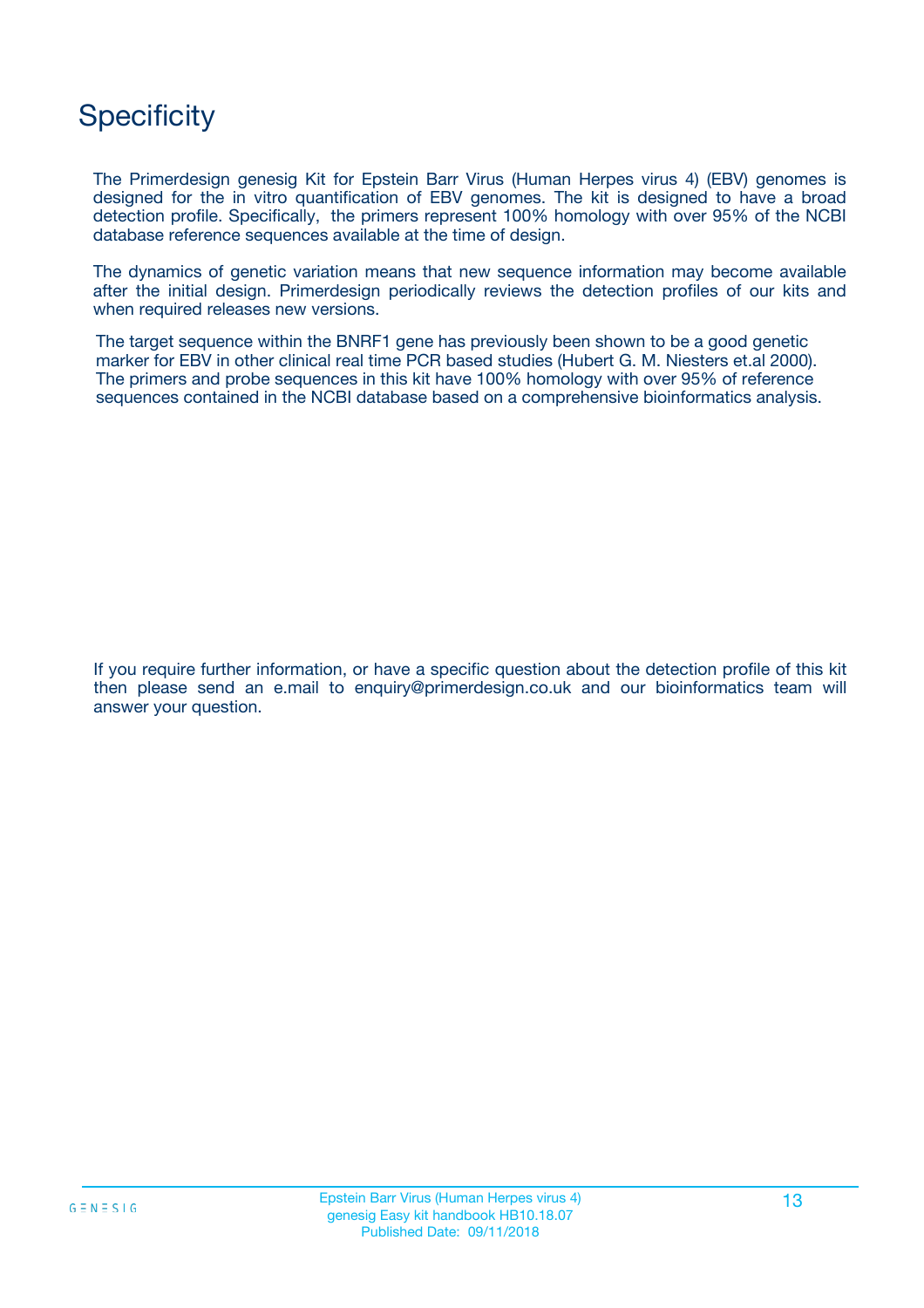# Specificity

The Primerdesign genesig Kit for Epstein Barr Virus (Human Herpes virus 4) (EBV) genomes is designed for the in vitro quantification of EBV genomes. The kit is designed to have a broad detection profile. Specifically, the primers represent 100% homology with over 95% of the NCBI database reference sequences available at the time of design.

The dynamics of genetic variation means that new sequence information may become available after the initial design. Primerdesign periodically reviews the detection profiles of our kits and when required releases new versions.

The target sequence within the BNRF1 gene has previously been shown to be a good genetic marker for EBV in other clinical real time PCR based studies (Hubert G. M. Niesters et.al 2000). The primers and probe sequences in this kit have 100% homology with over 95% of reference sequences contained in the NCBI database based on a comprehensive bioinformatics analysis.

If you require further information, or have a specific question about the detection profile of this kit then please send an e.mail to enquiry@primerdesign.co.uk and our bioinformatics team will answer your question.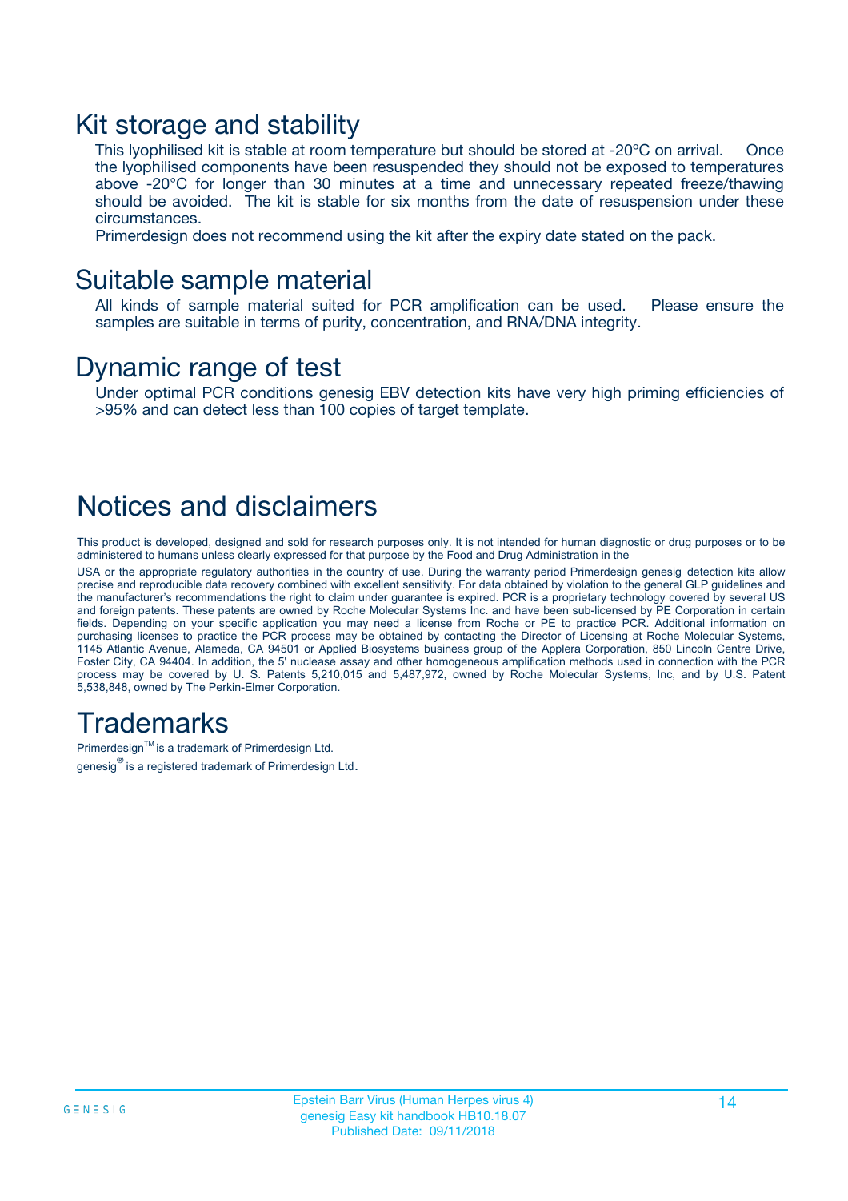## Kit storage and stability

This lyophilised kit is stable at room temperature but should be stored at -20ºC on arrival. Once the lyophilised components have been resuspended they should not be exposed to temperatures above -20°C for longer than 30 minutes at a time and unnecessary repeated freeze/thawing should be avoided. The kit is stable for six months from the date of resuspension under these circumstances.

Primerdesign does not recommend using the kit after the expiry date stated on the pack.

## Suitable sample material

All kinds of sample material suited for PCR amplification can be used. Please ensure the samples are suitable in terms of purity, concentration, and RNA/DNA integrity.

## Dynamic range of test

Under optimal PCR conditions genesig EBV detection kits have very high priming efficiencies of >95% and can detect less than 100 copies of target template.

# Notices and disclaimers

This product is developed, designed and sold for research purposes only. It is not intended for human diagnostic or drug purposes or to be administered to humans unless clearly expressed for that purpose by the Food and Drug Administration in the USA or the appropriate regulatory authorities in the country of use. During the warranty period Primerdesign genesig detection kits allow precise and reproducible data recovery combined with excellent sensitivity. For data obtained by violation to the general GLP guidelines and the manufacturer's recommendations the right to claim under guarantee is expired. PCR is a proprietary technology covered by several US and foreign patents. These patents are owned by Roche Molecular Systems Inc. and have been sub-licensed by PE Corporation in certain fields. Depending on your specific application you may need a license from Roche or PE to practice PCR. Additional information on purchasing licenses to practice the PCR process may be obtained by contacting the Director of Licensing at Roche Molecular Systems, 1145 Atlantic Avenue, Alameda, CA 94501 or Applied Biosystems business group of the Applera Corporation, 850 Lincoln Centre Drive, Foster City, CA 94404. In addition, the 5' nuclease assay and other homogeneous amplification methods used in connection with the PCR process may be covered by U. S. Patents 5,210,015 and 5,487,972, owned by Roche Molecular Systems, Inc, and by U.S. Patent 5,538,848, owned by The Perkin-Elmer Corporation.

# Trademarks

Primerdesign™ is a trademark of Primerdesign Ltd.

genesig® is a registered trademark of Primerdesign Ltd.